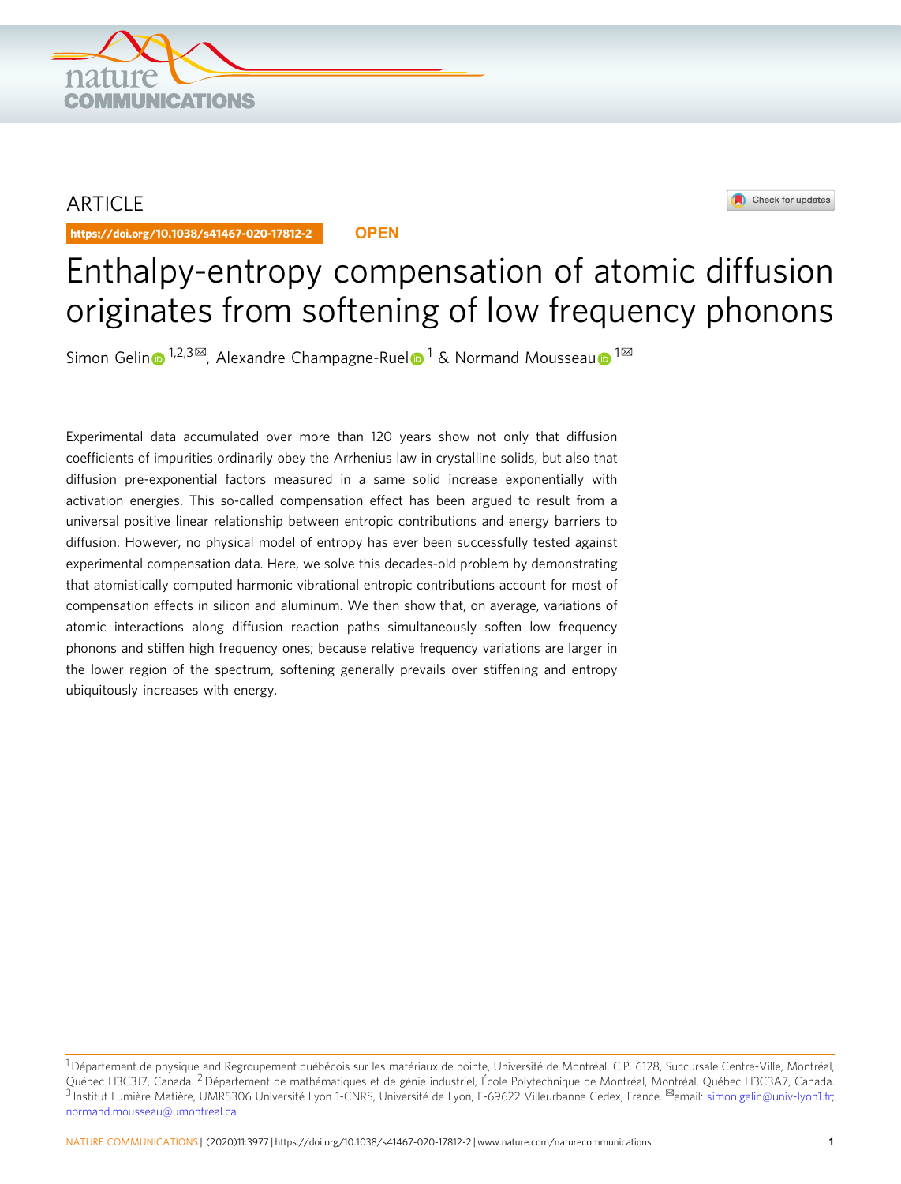ARTICLE

https://doi.org/10.1038/s41467-020-17812-2 OPEN

# Enthalpy-entropy compensation of atomic diffusion originates from softening of low frequency phonons

Simon Gelin [1,2,3✉], Alexandre Champagne-Ruel [1] & Normand Mousseau [1✉]

Experimental data accumulated over more than 120 years show not only that diffusion coefficients of impurities ordinarily obey the Arrhenius law in crystalline solids, but also that diffusion pre-exponential factors measured in a same solid increase exponentially with activation energies. This so-called compensation effect has been argued to result from a universal positive linear relationship between entropic contributions and energy barriers to diffusion. However, no physical model of entropy has ever been successfully tested against experimental compensation data. Here, we solve this decades-old problem by demonstrating that atomistically computed harmonic vibrational entropic contributions account for most of compensation effects in silicon and aluminum. We then show that, on average, variations of atomic interactions along diffusion reaction paths simultaneously soften low frequency phonons and stiffen high frequency ones; because relative frequency variations are larger in the lower region of the spectrum, softening generally prevails over stiffening and entropy ubiquitously increases with energy.

---

[1] Département de physique and Regroupement québécois sur les matériaux de pointe, Université de Montréal, C.P. 6128, Succursale Centre-Ville, Montréal, Québec H3C3J7, Canada. [2] Département de mathématiques et de génie industriel, École Polytechnique de Montréal, Montréal, Québec H3C3A7, Canada. [3] Institut Lumière Matière, UMR5306 Université Lyon 1-CNRS, Université de Lyon, F-69622 Villeurbanne Cedex, France. ✉email: simon.gelin@univ-lyon1.fr; normand.mousseau@umontreal.ca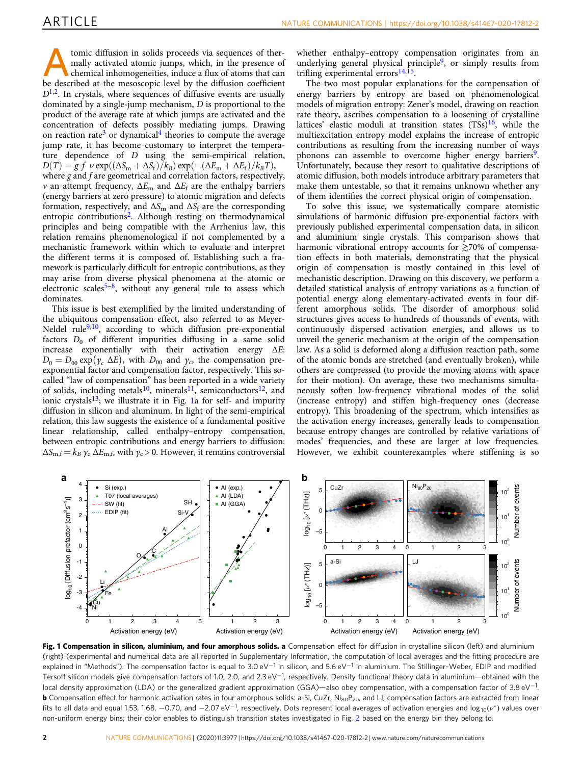Atomic diffusion in solids proceeds via sequences of thermally activated atomic jumps, which, in the presence of chemical inhomogeneities, induce a flux of atoms that can be described at the mesoscopic level by the diffusion coefficient $D$[1,2]. In crystals, where sequences of diffusive events are usually dominated by a single-jump mechanism, $D$ is proportional to the product of the average rate at which jumps are activated and the concentration of defects possibly mediating jumps. Drawing on reaction rate[3] or dynamical[4] theories to compute the average jump rate, it has become customary to interpret the temperature dependence of $D$ using the semi-empirical relation, $D(T) = g\, f\, \nu \exp((\Delta S_\mathrm{m} + \Delta S_\mathrm{f})/k_B) \exp(-(\Delta E_\mathrm{m} + \Delta E_\mathrm{f})/k_B T)$, where $g$ and $f$ are geometrical and correlation factors, respectively, $\nu$ an attempt frequency, $\Delta E_\mathrm{m}$ and $\Delta E_\mathrm{f}$ are the enthalpy barriers (energy barriers at zero pressure) to atomic migration and defects formation, respectively, and $\Delta S_\mathrm{m}$ and $\Delta S_\mathrm{f}$ are the corresponding entropic contributions[2]. Although resting on thermodynamical principles and being compatible with the Arrhenius law, this relation remains phenomenological if not complemented by a mechanistic framework within which to evaluate and interpret the different terms it is composed of. Establishing such a framework is particularly difficult for entropic contributions, as they may arise from diverse physical phenomena at the atomic or electronic scales[5–8], without any general rule to assess which dominates.

This issue is best exemplified by the limited understanding of the ubiquitous compensation effect, also referred to as Meyer-Neldel rule[9,10], according to which diffusion pre-exponential factors $D_0$ of different impurities diffusing in a same solid increase exponentially with their activation energy $\Delta E$: $D_0 = D_{00} \exp(\gamma_c\, \Delta E)$, with $D_{00}$ and $\gamma_c$, the compensation pre-exponential factor and compensation factor, respectively. This so-called "law of compensation" has been reported in a wide variety of solids, including metals[10], minerals[11], semiconductors[12], and ionic crystals[13]; we illustrate it in Fig. 1a for self- and impurity diffusion in silicon and aluminum. In light of the semi-empirical relation, this law suggests the existence of a fundamental positive linear relationship, called enthalpy–entropy compensation, between entropic contributions and energy barriers to diffusion: $\Delta S_\mathrm{m,f} = k_B\, \gamma_c\, \Delta E_\mathrm{m,f}$, with $\gamma_c > 0$. However, it remains controversial whether enthalpy–entropy compensation originates from an underlying general physical principle[9], or simply results from trifling experimental errors[14,15].

The two most popular explanations for the compensation of energy barriers by entropy are based on phenomenological models of migration entropy: Zener's model, drawing on reaction rate theory, ascribes compensation to a loosening of crystalline lattices' elastic moduli at transition states (TSs)[16], while the multiexcitation entropy model explains the increase of entropic contributions as resulting from the increasing number of ways phonons can assemble to overcome higher energy barriers[9]. Unfortunately, because they resort to qualitative descriptions of atomic diffusion, both models introduce arbitrary parameters that make them untestable, so that it remains unknown whether any of them identifies the correct physical origin of compensation.

To solve this issue, we systematically compare atomistic simulations of harmonic diffusion pre-exponential factors with previously published experimental compensation data, in silicon and aluminium single crystals. This comparison shows that harmonic vibrational entropy accounts for $\gtrsim$70% of compensation effects in both materials, demonstrating that the physical origin of compensation is mostly contained in this level of mechanistic description. Drawing on this discovery, we perform a detailed statistical analysis of entropy variations as a function of potential energy along elementary-activated events in four different amorphous solids. The disorder of amorphous solid structures gives access to hundreds of thousands of events, with continuously dispersed activation energies, and allows us to unveil the generic mechanism at the origin of the compensation law. As a solid is deformed along a diffusion reaction path, some of the atomic bonds are stretched (and eventually broken), while others are compressed (to provide the moving atoms with space for their motion). On average, these two mechanisms simultaneously soften low-frequency vibrational modes of the solid (increase entropy) and stiffen high-frequency ones (decrease entropy). This broadening of the spectrum, which intensifies as the activation energy increases, generally leads to compensation because entropy changes are controlled by relative variations of modes' frequencies, and these are larger at low frequencies. However, we exhibit counterexamples where stiffening is so

**Fig. 1 Compensation in silicon, aluminium, and four amorphous solids. a** Compensation effect for diffusion in crystalline silicon (left) and aluminium (right) (experimental and numerical data are all reported in Supplementary Information, the computation of local averages and the fitting procedure are explained in "Methods"). The compensation factor is equal to 3.0 eV$^{-1}$ in silicon, and 5.6 eV$^{-1}$ in aluminium. The Stillinger-Weber, EDIP and modified Tersoff silicon models give compensation factors of 1.0, 2.0, and 2.3 eV$^{-1}$, respectively. Density functional theory data in aluminium—obtained with the local density approximation (LDA) or the generalized gradient approximation (GGA)—also obey compensation, with a compensation factor of 3.8 eV$^{-1}$. **b** Compensation effect for harmonic activation rates in four amorphous solids: a-Si, CuZr, $Ni_{80}P_{20}$, and LJ; compensation factors are extracted from linear fits to all data and equal 1.53, 1.68, −0.70, and −2.07 eV$^{-1}$, respectively. Dots represent local averages of activation energies and $\log_{10}(\nu^\star)$ values over non-uniform energy bins; their color enables to distinguish transition states investigated in Fig. 2 based on the energy bin they belong to.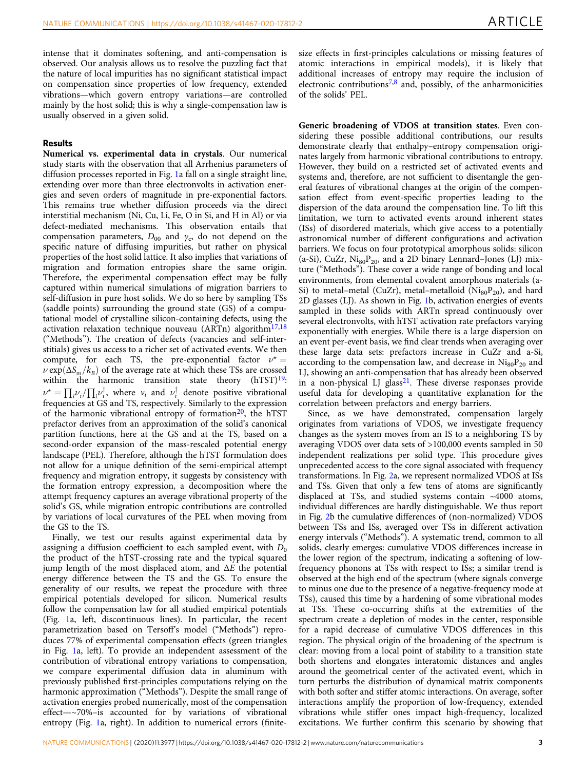intense that it dominates softening, and anti-compensation is observed. Our analysis allows us to resolve the puzzling fact that the nature of local impurities has no significant statistical impact on compensation since properties of low frequency, extended vibrations—which govern entropy variations—are controlled mainly by the host solid; this is why a single-compensation law is usually observed in a given solid.

## Results

**Numerical vs. experimental data in crystals**. Our numerical study starts with the observation that all Arrhenius parameters of diffusion processes reported in Fig. 1a fall on a single straight line, extending over more than three electronvolts in activation energies and seven orders of magnitude in pre-exponential factors. This remains true whether diffusion proceeds via the direct interstitial mechanism (Ni, Cu, Li, Fe, O in Si, and H in Al) or via defect-mediated mechanisms. This observation entails that compensation parameters, $D_{00}$ and $\gamma_c$, do not depend on the specific nature of diffusing impurities, but rather on physical properties of the host solid lattice. It also implies that variations of migration and formation entropies share the same origin. Therefore, the experimental compensation effect may be fully captured within numerical simulations of migration barriers to self-diffusion in pure host solids. We do so here by sampling TSs (saddle points) surrounding the ground state (GS) of a computational model of crystalline silicon-containing defects, using the activation relaxation technique nouveau (ARTn) algorithm[17,18] ("Methods"). The creation of defects (vacancies and self-interstitials) gives us access to a richer set of activated events. We then compute, for each TS, the pre-exponential factor $\nu^{\star} = \nu \exp(\Delta S_m/k_B)$ of the average rate at which these TSs are crossed within the harmonic transition state theory (hTST)[19]: $\nu^{\star} = \prod_i \nu_i / \prod_i \nu_i^{\ddagger}$, where $\nu_i$ and $\nu_i^{\ddagger}$ denote positive vibrational frequencies at GS and TS, respectively. Similarly to the expression of the harmonic vibrational entropy of formation[20], the hTST prefactor derives from an approximation of the solid's canonical partition functions, here at the GS and at the TS, based on a second-order expansion of the mass-rescaled potential energy landscape (PEL). Therefore, although the hTST formulation does not allow for a unique definition of the semi-empirical attempt frequency and migration entropy, it suggests by consistency with the formation entropy expression, a decomposition where the attempt frequency captures an average vibrational property of the solid's GS, while migration entropic contributions are controlled by variations of local curvatures of the PEL when moving from the GS to the TS.

Finally, we test our results against experimental data by assigning a diffusion coefficient to each sampled event, with $D_0$ the product of the hTST-crossing rate and the typical squared jump length of the most displaced atom, and $\Delta E$ the potential energy difference between the TS and the GS. To ensure the generality of our results, we repeat the procedure with three empirical potentials developed for silicon. Numerical results follow the compensation law for all studied empirical potentials (Fig. 1a, left, discontinuous lines). In particular, the recent parametrization based on Tersoff's model ("Methods") reproduces 77% of experimental compensation effects (green triangles in Fig. 1a, left). To provide an independent assessment of the contribution of vibrational entropy variations to compensation, we compare experimental diffusion data in aluminum with previously published first-principles computations relying on the harmonic approximation ("Methods"). Despite the small range of activation energies probed numerically, most of the compensation effect—~70%–is accounted for by variations of vibrational entropy (Fig. 1a, right). In addition to numerical errors (finite-size effects in first-principles calculations or missing features of atomic interactions in empirical models), it is likely that additional increases of entropy may require the inclusion of electronic contributions[7,8] and, possibly, of the anharmonicities of the solids' PEL.

**Generic broadening of VDOS at transition states**. Even considering these possible additional contributions, our results demonstrate clearly that enthalpy–entropy compensation originates largely from harmonic vibrational contributions to entropy. However, they build on a restricted set of activated events and systems and, therefore, are not sufficient to disentangle the general features of vibrational changes at the origin of the compensation effect from event-specific properties leading to the dispersion of the data around the compensation line. To lift this limitation, we turn to activated events around inherent states (ISs) of disordered materials, which give access to a potentially astronomical number of different configurations and activation barriers. We focus on four prototypical amorphous solids: silicon (a-Si), CuZr, $Ni_{80}P_{20}$, and a 2D binary Lennard–Jones (LJ) mixture ("Methods"). These cover a wide range of bonding and local environments, from elemental covalent amorphous materials (a-Si) to metal–metal (CuZr), metal–metalloid ($Ni_{80}P_{20}$), and hard 2D glasses (LJ). As shown in Fig. 1b, activation energies of events sampled in these solids with ARTn spread continuously over several electronvolts, with hTST activation rate prefactors varying exponentially with energies. While there is a large dispersion on an event per-event basis, we find clear trends when averaging over these large data sets: prefactors increase in CuZr and a-Si, according to the compensation law, and decrease in $Ni_{80}P_{20}$ and LJ, showing an anti-compensation that has already been observed in a non-physical LJ glass[21]. These diverse responses provide useful data for developing a quantitative explanation for the correlation between prefactors and energy barriers.

Since, as we have demonstrated, compensation largely originates from variations of VDOS, we investigate frequency changes as the system moves from an IS to a neighboring TS by averaging VDOS over data sets of >100,000 events sampled in 50 independent realizations per solid type. This procedure gives unprecedented access to the core signal associated with frequency transformations. In Fig. 2a, we represent normalized VDOS at ISs and TSs. Given that only a few tens of atoms are significantly displaced at TSs, and studied systems contain ~4000 atoms, individual differences are hardly distinguishable. We thus report in Fig. 2b the cumulative differences of (non-normalized) VDOS between TSs and ISs, averaged over TSs in different activation energy intervals ("Methods"). A systematic trend, common to all solids, clearly emerges: cumulative VDOS differences increase in the lower region of the spectrum, indicating a softening of low-frequency phonons at TSs with respect to ISs; a similar trend is observed at the high end of the spectrum (where signals converge to minus one due to the presence of a negative-frequency mode at TSs), caused this time by a hardening of some vibrational modes at TSs. These co-occurring shifts at the extremities of the spectrum create a depletion of modes in the center, responsible for a rapid decrease of cumulative VDOS differences in this region. The physical origin of the broadening of the spectrum is clear: moving from a local point of stability to a transition state both shortens and elongates interatomic distances and angles around the geometrical center of the activated event, which in turn perturbs the distribution of dynamical matrix components with both softer and stiffer atomic interactions. On average, softer interactions amplify the proportion of low-frequency, extended vibrations while stiffer ones impact high-frequency, localized excitations. We further confirm this scenario by showing that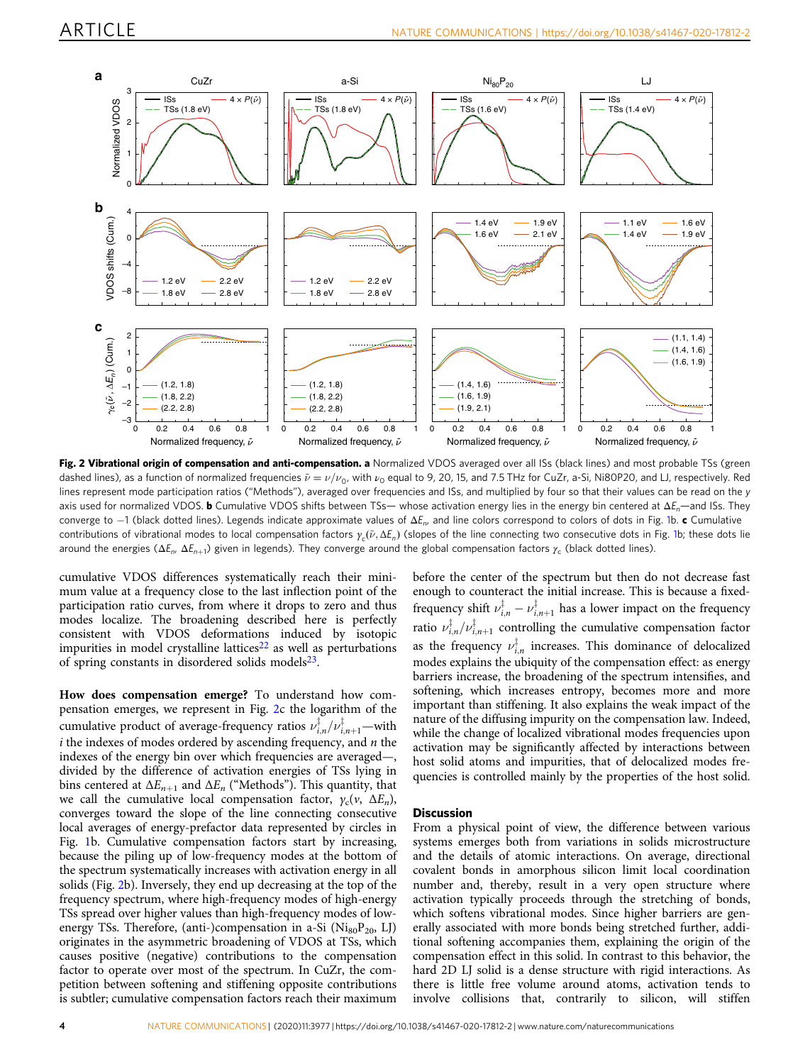**Fig. 2 Vibrational origin of compensation and anti-compensation. a** Normalized VDOS averaged over all ISs (black lines) and most probable TSs (green dashed lines), as a function of normalized frequencies $\tilde{\nu} = \nu/\nu_0$, with $\nu_0$ equal to 9, 20, 15, and 7.5 THz for CuZr, a-Si, Ni80P20, and LJ, respectively. Red lines represent mode participation ratios ("Methods"), averaged over frequencies and ISs, and multiplied by four so that their values can be read on the y axis used for normalized VDOS. **b** Cumulative VDOS shifts between TSs— whose activation energy lies in the energy bin centered at $\Delta E_n$—and ISs. They converge to −1 (black dotted lines). Legends indicate approximate values of $\Delta E_n$, and line colors correspond to colors of dots in Fig. 1b. **c** Cumulative contributions of vibrational modes to local compensation factors $\gamma_c(\tilde{\nu}, \Delta E_n)$ (slopes of the line connecting two consecutive dots in Fig. 1b; these dots lie around the energies ($\Delta E_n$, $\Delta E_{n+1}$) given in legends). They converge around the global compensation factors $\gamma_c$ (black dotted lines).

cumulative VDOS differences systematically reach their minimum value at a frequency close to the last inflection point of the participation ratio curves, from where it drops to zero and thus modes localize. The broadening described here is perfectly consistent with VDOS deformations induced by isotopic impurities in model crystalline lattices[22] as well as perturbations of spring constants in disordered solids models[23].

**How does compensation emerge?** To understand how compensation emerges, we represent in Fig. 2c the logarithm of the cumulative product of average-frequency ratios $\nu^{\ddagger}_{i,n}/\nu^{\ddagger}_{i,n+1}$—with $i$ the indexes of modes ordered by ascending frequency, and $n$ the indexes of the energy bin over which frequencies are averaged—, divided by the difference of activation energies of TSs lying in bins centered at $\Delta E_{n+1}$ and $\Delta E_n$ ("Methods"). This quantity, that we call the cumulative local compensation factor, $\gamma_c(\nu, \Delta E_n)$, converges toward the slope of the line connecting consecutive local averages of energy-prefactor data represented by circles in Fig. 1b. Cumulative compensation factors start by increasing, because the piling up of low-frequency modes at the bottom of the spectrum systematically increases with activation energy in all solids (Fig. 2b). Inversely, they end up decreasing at the top of the frequency spectrum, where high-frequency modes of high-energy TSs spread over higher values than high-frequency modes of low-energy TSs. Therefore, (anti-)compensation in a-Si ($Ni_{80}P_{20}$, LJ) originates in the asymmetric broadening of VDOS at TSs, which causes positive (negative) contributions to the compensation factor to operate over most of the spectrum. In CuZr, the competition between softening and stiffening opposite contributions is subtler; cumulative compensation factors reach their maximum before the center of the spectrum but then do not decrease fast enough to counteract the initial increase. This is because a fixed-frequency shift $\nu^{\ddagger}_{i,n} - \nu^{\ddagger}_{i,n+1}$ has a lower impact on the frequency ratio $\nu^{\ddagger}_{i,n}/\nu^{\ddagger}_{i,n+1}$ controlling the cumulative compensation factor as the frequency $\nu^{\ddagger}_{i,n}$ increases. This dominance of delocalized modes explains the ubiquity of the compensation effect: as energy barriers increase, the broadening of the spectrum intensifies, and softening, which increases entropy, becomes more and more important than stiffening. It also explains the weak impact of the nature of the diffusing impurity on the compensation law. Indeed, while the change of localized vibrational modes frequencies upon activation may be significantly affected by interactions between host solid atoms and impurities, that of delocalized modes frequencies is controlled mainly by the properties of the host solid.

## Discussion

From a physical point of view, the difference between various systems emerges both from variations in solids microstructure and the details of atomic interactions. On average, directional covalent bonds in amorphous silicon limit local coordination number and, thereby, result in a very open structure where activation typically proceeds through the stretching of bonds, which softens vibrational modes. Since higher barriers are generally associated with more bonds being stretched further, additional softening accompanies them, explaining the origin of the compensation effect in this solid. In contrast to this behavior, the hard 2D LJ solid is a dense structure with rigid interactions. As there is little free volume around atoms, activation tends to involve collisions that, contrarily to silicon, will stiffen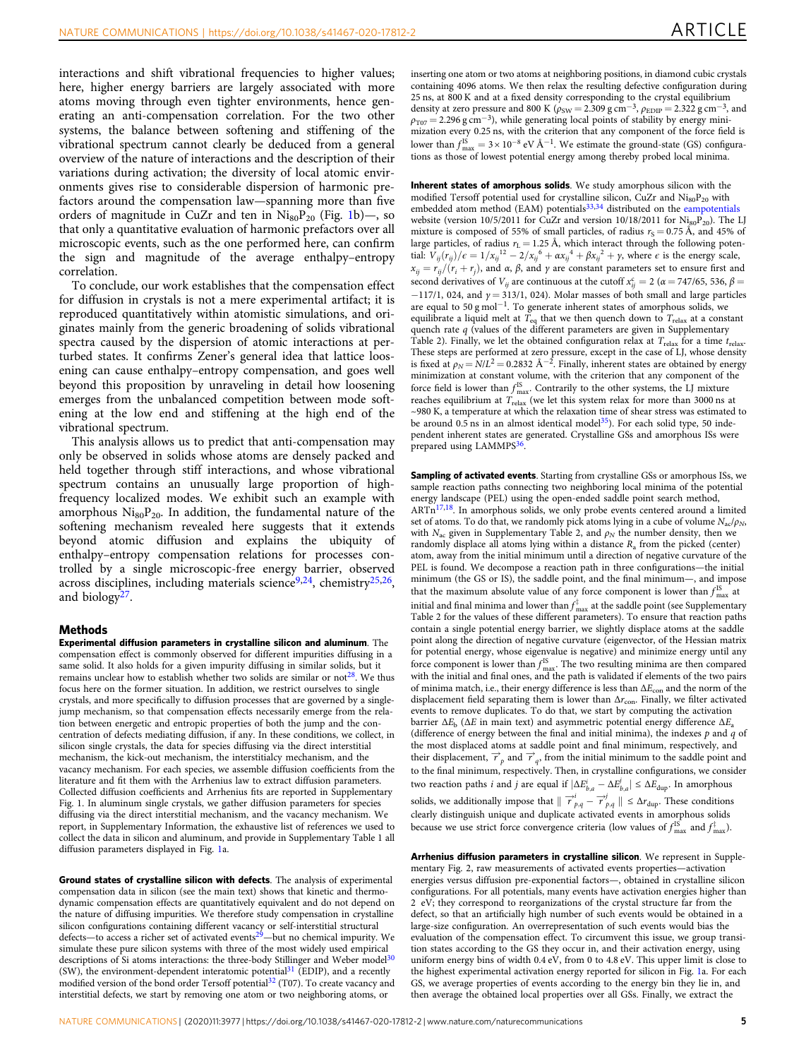interactions and shift vibrational frequencies to higher values; here, higher energy barriers are largely associated with more atoms moving through even tighter environments, hence generating an anti-compensation correlation. For the two other systems, the balance between softening and stiffening of the vibrational spectrum cannot clearly be deduced from a general overview of the nature of interactions and the description of their variations during activation; the diversity of local atomic environments gives rise to considerable dispersion of harmonic prefactors around the compensation law—spanning more than five orders of magnitude in CuZr and ten in $Ni_{80}P_{20}$ (Fig. 1b)—, so that only a quantitative evaluation of harmonic prefactors over all microscopic events, such as the one performed here, can confirm the sign and magnitude of the average enthalpy–entropy correlation.

To conclude, our work establishes that the compensation effect for diffusion in crystals is not a mere experimental artifact; it is reproduced quantitatively within atomistic simulations, and originates mainly from the generic broadening of solids vibrational spectra caused by the dispersion of atomic interactions at perturbed states. It confirms Zener's general idea that lattice loosening can cause enthalpy–entropy compensation, and goes well beyond this proposition by unraveling in detail how loosening emerges from the unbalanced competition between mode softening at the low end and stiffening at the high end of the vibrational spectrum.

This analysis allows us to predict that anti-compensation may only be observed in solids whose atoms are densely packed and held together through stiff interactions, and whose vibrational spectrum contains an unusually large proportion of high-frequency localized modes. We exhibit such an example with amorphous $Ni_{80}P_{20}$. In addition, the fundamental nature of the softening mechanism revealed here suggests that it extends beyond atomic diffusion and explains the ubiquity of enthalpy–entropy compensation relations for processes controlled by a single microscopic-free energy barrier, observed across disciplines, including materials science[9,24], chemistry[25,26], and biology[27].

## Methods

**Experimental diffusion parameters in crystalline silicon and aluminum**. The compensation effect is commonly observed for different impurities diffusing in a same solid. It also holds for a given impurity diffusing in similar solids, but it remains unclear how to establish whether two solids are similar or not[28]. We thus focus here on the former situation. In addition, we restrict ourselves to single crystals, and more specifically to diffusion processes that are governed by a single-jump mechanism, so that compensation effects necessarily emerge from the relation between energetic and entropic properties of both the jump and the concentration of defects mediating diffusion, if any. In these conditions, we collect, in silicon single crystals, the data for species diffusing via the direct interstitial mechanism, the kick-out mechanism, the interstitialcy mechanism, and the vacancy mechanism. For each species, we assemble diffusion coefficients from the literature and fit them with the Arrhenius law to extract diffusion parameters. Collected diffusion coefficients and Arrhenius fits are reported in Supplementary Fig. 1. In aluminum single crystals, we gather diffusion parameters for species diffusing via the direct interstitial mechanism, and the vacancy mechanism. We report, in Supplementary Information, the exhaustive list of references we used to collect the data in silicon and aluminum, and provide in Supplementary Table 1 all diffusion parameters displayed in Fig. 1a.

**Ground states of crystalline silicon with defects**. The analysis of experimental compensation data in silicon (see the main text) shows that kinetic and thermodynamic compensation effects are quantitatively equivalent and do not depend on the nature of diffusing impurities. We therefore study compensation in crystalline silicon configurations containing different vacancy or self-interstitial structural defects—to access a richer set of activated events[29]—but no chemical impurity. We simulate these pure silicon systems with three of the most widely used empirical descriptions of Si atoms interactions: the three-body Stillinger and Weber model[30] (SW), the environment-dependent interatomic potential[31] (EDIP), and a recently modified version of the bond order Tersoff potential[32] (T07). To create vacancy and interstitial defects, we start by removing one atom or two neighboring atoms, or inserting one atom or two atoms at neighboring positions, in diamond cubic crystals containing 4096 atoms. We then relax the resulting defective configuration during 25 ns, at 800 K and at a fixed density corresponding to the crystal equilibrium density at zero pressure and 800 K ($\rho_{SW} = 2.309$ g cm$^{-3}$, $\rho_{EDIP} = 2.322$ g cm$^{-3}$, and $\rho_{T07} = 2.296$ g cm$^{-3}$), while generating local points of stability by energy minimization every 0.25 ns, with the criterion that any component of the force field is lower than $f^{IS}_{max} = 3\times10^{-8}$ eV Å$^{-1}$. We estimate the ground-state (GS) configurations as those of lowest potential energy among thereby probed local minima.

**Inherent states of amorphous solids**. We study amorphous silicon with the modified Tersoff potential used for crystalline silicon, CuZr and $Ni_{80}P_{20}$ with embedded atom method (EAM) potentials[33,34] distributed on the eampotentials website (version 10/5/2011 for CuZr and version 10/18/2011 for $Ni_{80}P_{20}$). The LJ mixture is composed of 55% of small particles, of radius $r_S = 0.75$ Å, and 45% of large particles, of radius $r_L = 1.25$ Å, which interact through the following potential: $V_{ij}(r_{ij})/\epsilon = 1/x_{ij}^{12} - 2/x_{ij}^{6} + \alpha x_{ij}^{4} + \beta x_{ij}^{2} + \gamma$, where $\epsilon$ is the energy scale, $x_{ij} = r_{ij}/(r_i + r_j)$, and $\alpha$, $\beta$, and $\gamma$ are constant parameters set to ensure first and second derivatives of $V_{ij}$ are continuous at the cutoff $x^c_{ij} = 2$ ($\alpha = 747/65,536$, $\beta = -117/1,024$, and $\gamma = 313/1,024$). Molar masses of both small and large particles are equal to 50 g mol$^{-1}$. To generate inherent states of amorphous solids, we equilibrate a liquid melt at $T_{eq}$ that we then quench down to $T_{relax}$ at a constant quench rate $q$ (values of the different parameters are given in Supplementary Table 2). Finally, we let the obtained configuration relax at $T_{relax}$ for a time $t_{relax}$. These steps are performed at zero pressure, except in the case of LJ, whose density is fixed at $\rho_N = N/L^2 = 0.2832$ Å$^{-2}$. Finally, inherent states are obtained by energy minimization at constant volume, with the criterion that any component of the force field is lower than $f^{IS}_{max}$. Contrarily to the other systems, the LJ mixture reaches equilibrium at $T_{relax}$ (we let this system relax for more than 3000 ns at ~980 K, a temperature at which the relaxation time of shear stress was estimated to be around 0.5 ns in an almost identical model[35]). For each solid type, 50 independent inherent states are generated. Crystalline GSs and amorphous ISs were prepared using LAMMPS[36].

**Sampling of activated events**. Starting from crystalline GSs or amorphous ISs, we sample reaction paths connecting two neighboring local minima of the potential energy landscape (PEL) using the open-ended saddle point search method, ARTn[17,18]. In amorphous solids, we only probe events centered around a limited set of atoms. To do that, we randomly pick atoms lying in a cube of volume $N_{ac}/\rho_N$, with $N_{ac}$ given in Supplementary Table 2, and $\rho_N$ the number density, then we randomly displace all atoms lying within a distance $R_a$ from the picked (center) atom, away from the initial minimum until a direction of negative curvature of the PEL is found. We decompose a reaction path in three configurations—the initial minimum (the GS or IS), the saddle point, and the final minimum—, and impose that the maximum absolute value of any force component is lower than $f^{IS}_{max}$ at initial and final minima and lower than $f^{\ddagger}_{max}$ at the saddle point (see Supplementary Table 2 for the values of these different parameters). To ensure that reaction paths contain a single potential energy barrier, we slightly displace atoms at the saddle point along the direction of negative curvature (eigenvector, of the Hessian matrix for potential energy, whose eigenvalue is negative) and minimize energy until any force component is lower than $f^{IS}_{max}$. The two resulting minima are then compared with the initial and final ones, and the path is validated if elements of the two pairs of minima match, i.e., their energy difference is less than $\Delta E_{con}$ and the norm of the displacement field separating them is lower than $\Delta r_{con}$. Finally, we filter activated events to remove duplicates. To do that, we start by computing the activation barrier $\Delta E_b$ ($\Delta E$ in main text) and asymmetric potential energy difference $\Delta E_a$ (difference of energy between the final and initial minima), the indexes $p$ and $q$ of the most displaced atoms at saddle point and final minimum, respectively, and their displacement, $\vec{r}_p$ and $\vec{r}_q$, from the initial minimum to the saddle point and to the final minimum, respectively. Then, in crystalline configurations, we consider two reaction paths $i$ and $j$ are equal if $|\Delta E^i_{b,a} - \Delta E^j_{b,a}| \le \Delta E_{dup}$. In amorphous solids, we additionally impose that $\| \vec{r}^{\,i}_{p,q} - \vec{r}^{\,j}_{p,q} \| \le \Delta r_{dup}$. These conditions clearly distinguish unique and duplicate activated events in amorphous solids because we use strict force convergence criteria (low values of $f^{IS}_{max}$ and $f^{\ddagger}_{max}$).

**Arrhenius diffusion parameters in crystalline silicon**. We represent in Supplementary Fig. 2, raw measurements of activated events properties—activation energies versus diffusion pre-exponential factors—, obtained in crystalline silicon configurations. For all potentials, many events have activation energies higher than 2 eV; they correspond to reorganizations of the crystal structure far from the defect, so that an artificially high number of such events would be obtained in a large-size configuration. An overrepresentation of such events would bias the evaluation of the compensation effect. To circumvent this issue, we group transition states according to the GS they occur in, and their activation energy, using uniform energy bins of width 0.4 eV, from 0 to 4.8 eV. This upper limit is close to the highest experimental activation energy reported for silicon in Fig. 1a. For each GS, we average properties of events according to the energy bin they lie in, and then average the obtained local properties over all GSs. Finally, we extract the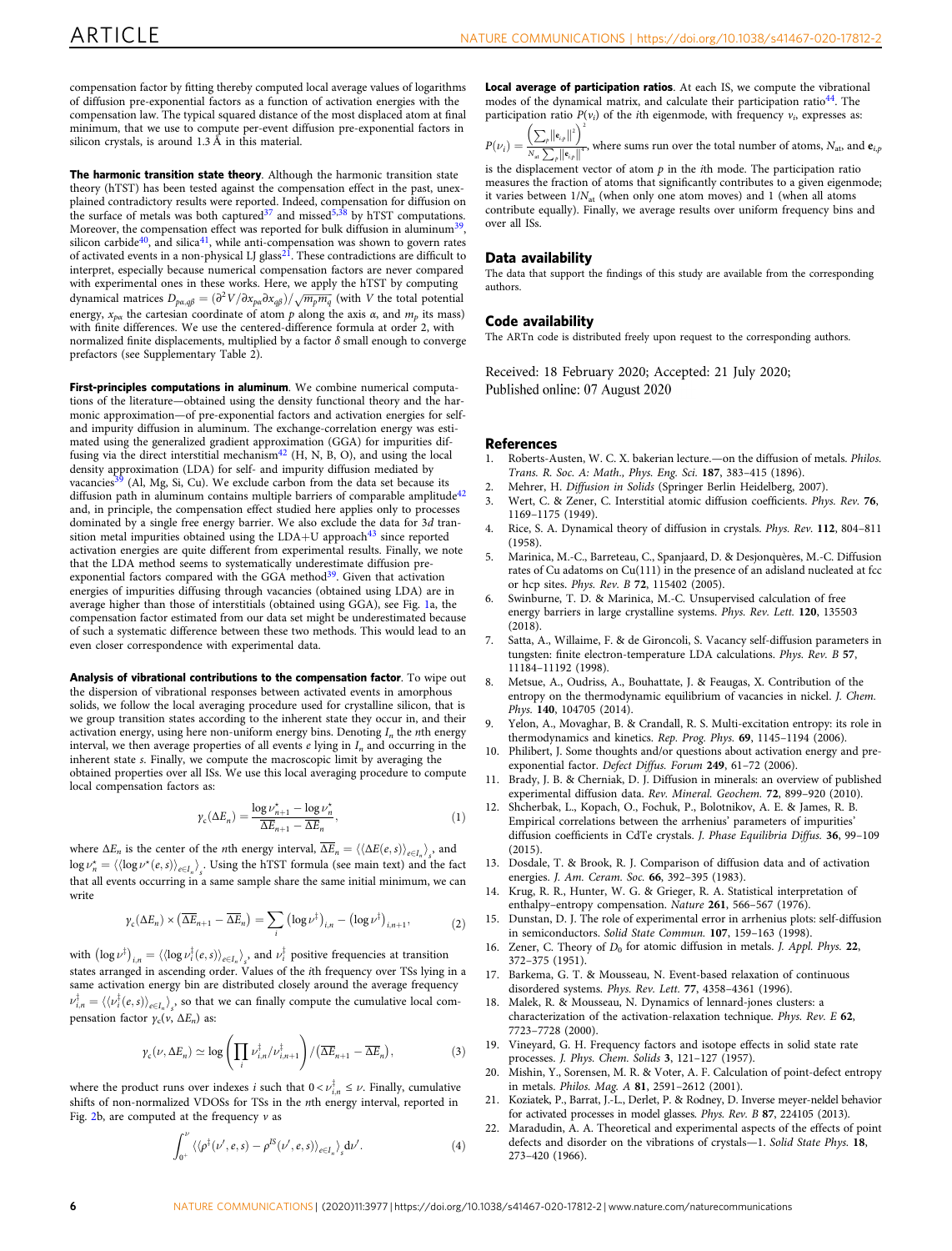compensation factor by fitting thereby computed local average values of logarithms of diffusion pre-exponential factors as a function of activation energies with the compensation law. The typical squared distance of the most displaced atom at final minimum, that we use to compute per-event diffusion pre-exponential factors in silicon crystals, is around 1.3 Å in this material.

**The harmonic transition state theory**. Although the harmonic transition state theory (hTST) has been tested against the compensation effect in the past, unexplained contradictory results were reported. Indeed, compensation for diffusion on the surface of metals was both captured[37] and missed[5,38] by hTST computations. Moreover, the compensation effect was reported for bulk diffusion in aluminum[39], silicon carbide[40], and silica[41], while anti-compensation was shown to govern rates of activated events in a non-physical LJ glass[21]. These contradictions are difficult to interpret, especially because numerical compensation factors are never compared with experimental ones in these works. Here, we apply the hTST by computing dynamical matrices $D_{p\alpha,q\beta} = (\partial^2 V/\partial x_{p\alpha}\partial x_{q\beta})/\sqrt{m_p m_q}$ (with $V$ the total potential energy, $x_{p\alpha}$ the cartesian coordinate of atom $p$ along the axis $\alpha$, and $m_p$ its mass) with finite differences. We use the centered-difference formula at order 2, with normalized finite displacements, multiplied by a factor $\delta$ small enough to converge prefactors (see Supplementary Table 2).

**First-principles computations in aluminum**. We combine numerical computations of the literature—obtained using the density functional theory and the harmonic approximation—of pre-exponential factors and activation energies for self- and impurity diffusion in aluminum. The exchange-correlation energy was estimated using the generalized gradient approximation (GGA) for impurities diffusing via the direct interstitial mechanism[42] (H, N, B, O), and using the local density approximation (LDA) for self- and impurity diffusion mediated by vacancies[39] (Al, Mg, Si, Cu). We exclude carbon from the data set because its diffusion path in aluminum contains multiple barriers of comparable amplitude[42] and, in principle, the compensation effect studied here applies only to processes dominated by a single free energy barrier. We also exclude the data for 3*d* transition metal impurities obtained using the LDA+U approach[43] since reported activation energies are quite different from experimental results. Finally, we note that the LDA method seems to systematically underestimate diffusion pre-exponential factors compared with the GGA method[39]. Given that activation energies of impurities diffusing through vacancies (obtained using LDA) are in average higher than those of interstitials (obtained using GGA), see Fig. 1a, the compensation factor estimated from our data set might be underestimated because of such a systematic difference between these two methods. This would lead to an even closer correspondence with experimental data.

**Analysis of vibrational contributions to the compensation factor**. To wipe out the dispersion of vibrational responses between activated events in amorphous solids, we follow the local averaging procedure used for crystalline silicon, that is we group transition states according to the inherent state they occur in, and their activation energy, using here non-uniform energy bins. Denoting $I_n$ the $n$th energy interval, we then average properties of all events $e$ lying in $I_n$ and occurring in the inherent state $s$. Finally, we compute the macroscopic limit by averaging the obtained properties over all ISs. We use this local averaging procedure to compute local compensation factors as:

$$\gamma_c(\Delta E_n) = \frac{\log \nu^\star_{n+1} - \log \nu^\star_n}{\overline{\Delta E}_{n+1} - \overline{\Delta E}_n}, \tag{1}$$

where $\Delta E_n$ is the center of the $n$th energy interval, $\overline{\Delta E}_n = \langle\langle \Delta E(e,s)\rangle_{e\in I_n}\rangle_s$, and $\log \nu^\star_n = \langle\langle \log \nu^\star(e,s)\rangle_{e\in I_n}\rangle_s$. Using the hTST formula (see main text) and the fact that all events occurring in a same sample share the same initial minimum, we can write

$$\gamma_c(\Delta E_n) \times \left(\overline{\Delta E}_{n+1} - \overline{\Delta E}_n\right) = \sum_i \left(\log \nu^\ddagger\right)_{i,n} - \left(\log \nu^\ddagger\right)_{i,n+1}, \tag{2}$$

with $\left(\log \nu^\ddagger\right)_{i,n} = \langle\langle \log \nu^\ddagger_i(e,s)\rangle_{e\in I_n}\rangle_s$, and $\nu^\ddagger_i$ positive frequencies at transition states arranged in ascending order. Values of the $i$th frequency over TSs lying in a same activation energy bin are distributed closely around the average frequency $\nu^\ddagger_{i,n} = \langle\langle \nu^\ddagger_i(e,s)\rangle_{e\in I_n}\rangle_s$, so that we can finally compute the cumulative local compensation factor $\gamma_c(\nu, \Delta E_n)$ as:

$$\gamma_c(\nu, \Delta E_n) \simeq \log\left(\prod_i \nu^\ddagger_{i,n}/\nu^\ddagger_{i,n+1}\right)/\left(\overline{\Delta E}_{n+1} - \overline{\Delta E}_n\right), \tag{3}$$

where the product runs over indexes $i$ such that $0 < \nu^\ddagger_{i,n} \leq \nu$. Finally, cumulative shifts of non-normalized VDOSs for TSs in the $n$th energy interval, reported in Fig. 2b, are computed at the frequency $\nu$ as

$$\int_{0^+}^{\nu} \langle\langle \rho^\ddagger(\nu', e, s) - \rho^{IS}(\nu', e, s)\rangle_{e\in I_n}\rangle_s \mathrm{d}\nu'. \tag{4}$$

**Local average of participation ratios**. At each IS, we compute the vibrational modes of the dynamical matrix, and calculate their participation ratio[44]. The participation ratio $P(\nu_i)$ of the $i$th eigenmode, with frequency $\nu_i$, expresses as: $P(\nu_i) = \frac{\left(\sum_p \|\mathbf{e}_{i,p}\|^2\right)^2}{N_{at}\sum_p \|\mathbf{e}_{i,p}\|^4}$, where sums run over the total number of atoms, $N_{at}$, and $\mathbf{e}_{i,p}$ is the displacement vector of atom $p$ in the $i$th mode. The participation ratio measures the fraction of atoms that significantly contributes to a given eigenmode; it varies between $1/N_{at}$ (when only one atom moves) and 1 (when all atoms contribute equally). Finally, we average results over uniform frequency bins and over all ISs.

## Data availability

The data that support the findings of this study are available from the corresponding authors.

## Code availability

The ARTn code is distributed freely upon request to the corresponding authors.

Received: 18 February 2020; Accepted: 21 July 2020;
Published online: 07 August 2020

## References

1. Roberts-Austen, W. C. X. bakerian lecture.—on the diffusion of metals. *Philos. Trans. R. Soc. A: Math., Phys. Eng. Sci.* **187**, 383–415 (1896).
2. Mehrer, H. *Diffusion in Solids* (Springer Berlin Heidelberg, 2007).
3. Wert, C. & Zener, C. Interstitial atomic diffusion coefficients. *Phys. Rev.* **76**, 1169–1175 (1949).
4. Rice, S. A. Dynamical theory of diffusion in crystals. *Phys. Rev.* **112**, 804–811 (1958).
5. Marinica, M.-C., Barreteau, C., Spanjaard, D. & Desjonquères, M.-C. Diffusion rates of Cu adatoms on Cu(111) in the presence of an adisland nucleated at fcc or hcp sites. *Phys. Rev. B* **72**, 115402 (2005).
6. Swinburne, T. D. & Marinica, M.-C. Unsupervised calculation of free energy barriers in large crystalline systems. *Phys. Rev. Lett.* **120**, 135503 (2018).
7. Satta, A., Willaime, F. & de Gironcoli, S. Vacancy self-diffusion parameters in tungsten: finite electron-temperature LDA calculations. *Phys. Rev. B* **57**, 11184–11192 (1998).
8. Metsue, A., Oudriss, A., Bouhattate, J. & Feaugas, X. Contribution of the entropy on the thermodynamic equilibrium of vacancies in nickel. *J. Chem. Phys.* **140**, 104705 (2014).
9. Yelon, A., Movaghar, B. & Crandall, R. S. Multi-excitation entropy: its role in thermodynamics and kinetics. *Rep. Prog. Phys.* **69**, 1145–1194 (2006).
10. Philibert, J. Some thoughts and/or questions about activation energy and pre-exponential factor. *Defect Diffus. Forum* **249**, 61–72 (2006).
11. Brady, J. B. & Cherniak, D. J. Diffusion in minerals: an overview of published experimental diffusion data. *Rev. Mineral. Geochem.* **72**, 899–920 (2010).
12. Shcherbak, L., Kopach, O., Fochuk, P., Bolotnikov, A. E. & James, R. B. Empirical correlations between the arrhenius' parameters of impurities' diffusion coefficients in CdTe crystals. *J. Phase Equilibria Diffus.* **36**, 99–109 (2015).
13. Dosdale, T. & Brook, R. J. Comparison of diffusion data and of activation energies. *J. Am. Ceram. Soc.* **66**, 392–395 (1983).
14. Krug, R. R., Hunter, W. G. & Grieger, R. A. Statistical interpretation of enthalpy–entropy compensation. *Nature* **261**, 566–567 (1976).
15. Dunstan, D. J. The role of experimental error in arrhenius plots: self-diffusion in semiconductors. *Solid State Commun.* **107**, 159–163 (1998).
16. Zener, C. Theory of $D_0$ for atomic diffusion in metals. *J. Appl. Phys.* **22**, 372–375 (1951).
17. Barkema, G. T. & Mousseau, N. Event-based relaxation of continuous disordered systems. *Phys. Rev. Lett.* **77**, 4358–4361 (1996).
18. Malek, R. & Mousseau, N. Dynamics of lennard-jones clusters: a characterization of the activation-relaxation technique. *Phys. Rev. E* **62**, 7723–7728 (2000).
19. Vineyard, G. H. Frequency factors and isotope effects in solid state rate processes. *J. Phys. Chem. Solids* **3**, 121–127 (1957).
20. Mishin, Y., Sorensen, M. R. & Voter, A. F. Calculation of point-defect entropy in metals. *Philos. Mag. A* **81**, 2591–2612 (2001).
21. Koziatek, P., Barrat, J.-L., Derlet, P. & Rodney, D. Inverse meyer-neldel behavior for activated processes in model glasses. *Phys. Rev. B* **87**, 224105 (2013).
22. Maradudin, A. A. Theoretical and experimental aspects of the effects of point defects and disorder on the vibrations of crystals—1. *Solid State Phys.* **18**, 273–420 (1966).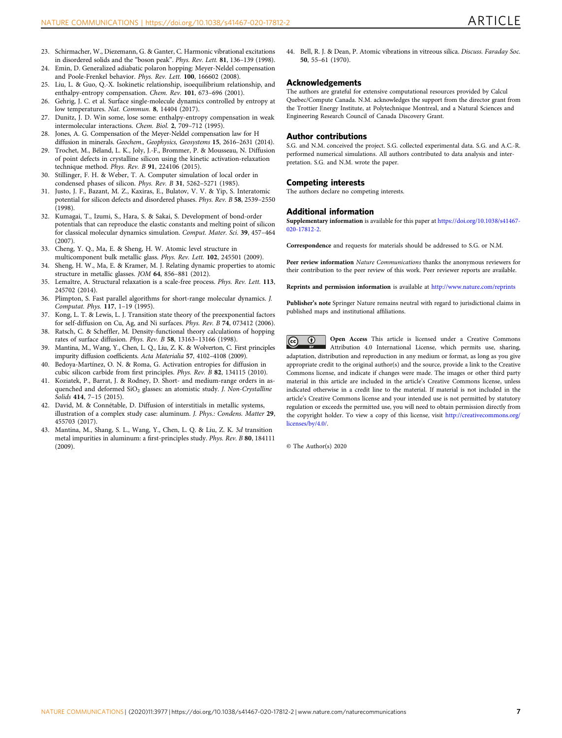23. Schirmacher, W., Diezemann, G. & Ganter, C. Harmonic vibrational excitations in disordered solids and the "boson peak". *Phys. Rev. Lett.* **81**, 136–139 (1998).
24. Emin, D. Generalized adiabatic polaron hopping: Meyer-Neldel compensation and Poole-Frenkel behavior. *Phys. Rev. Lett.* **100**, 166602 (2008).
25. Liu, L. & Guo, Q.-X. Isokinetic relationship, isoequilibrium relationship, and enthalpy-entropy compensation. *Chem. Rev.* **101**, 673–696 (2001).
26. Gehrig, J. C. et al. Surface single-molecule dynamics controlled by entropy at low temperatures. *Nat. Commun.* **8**, 14404 (2017).
27. Dunitz, J. D. Win some, lose some: enthalpy-entropy compensation in weak intermolecular interactions. *Chem. Biol.* **2**, 709–712 (1995).
28. Jones, A. G. Compensation of the Meyer-Neldel compensation law for H diffusion in minerals. *Geochem., Geophysics, Geosystems* **15**, 2616–2631 (2014).
29. Trochet, M., Béland, L. K., Joly, J.-F., Brommer, P. & Mousseau, N. Diffusion of point defects in crystalline silicon using the kinetic activation-relaxation technique method. *Phys. Rev. B* **91**, 224106 (2015).
30. Stillinger, F. H. & Weber, T. A. Computer simulation of local order in condensed phases of silicon. *Phys. Rev. B* **31**, 5262–5271 (1985).
31. Justo, J. F., Bazant, M. Z., Kaxiras, E., Bulatov, V. V. & Yip, S. Interatomic potential for silicon defects and disordered phases. *Phys. Rev. B* **58**, 2539–2550 (1998).
32. Kumagai, T., Izumi, S., Hara, S. & Sakai, S. Development of bond-order potentials that can reproduce the elastic constants and melting point of silicon for classical molecular dynamics simulation. *Comput. Mater. Sci.* **39**, 457–464 (2007).
33. Cheng, Y. Q., Ma, E. & Sheng, H. W. Atomic level structure in multicomponent bulk metallic glass. *Phys. Rev. Lett.* **102**, 245501 (2009).
34. Sheng, H. W., Ma, E. & Kramer, M. J. Relating dynamic properties to atomic structure in metallic glasses. *JOM* **64**, 856–881 (2012).
35. Lemaître, A. Structural relaxation is a scale-free process. *Phys. Rev. Lett.* **113**, 245702 (2014).
36. Plimpton, S. Fast parallel algorithms for short-range molecular dynamics. *J. Computat. Phys.* **117**, 1–19 (1995).
37. Kong, L. T. & Lewis, L. J. Transition state theory of the preexponential factors for self-diffusion on Cu, Ag, and Ni surfaces. *Phys. Rev. B* **74**, 073412 (2006).
38. Ratsch, C. & Scheffler, M. Density-functional theory calculations of hopping rates of surface diffusion. *Phys. Rev. B* **58**, 13163–13166 (1998).
39. Mantina, M., Wang, Y., Chen, L. Q., Liu, Z. K. & Wolverton, C. First principles impurity diffusion coefficients. *Acta Materialia* **57**, 4102–4108 (2009).
40. Bedoya-Martínez, O. N. & Roma, G. Activation entropies for diffusion in cubic silicon carbide from first principles. *Phys. Rev. B* **82**, 134115 (2010).
41. Koziatek, P., Barrat, J. & Rodney, D. Short- and medium-range orders in as-quenched and deformed $SiO_2$ glasses: an atomistic study. *J. Non-Crystalline Solids* **414**, 7–15 (2015).
42. David, M. & Connétable, D. Diffusion of interstitials in metallic systems, illustration of a complex study case: aluminum. *J. Phys.: Condens. Matter* **29**, 455703 (2017).
43. Mantina, M., Shang, S. L., Wang, Y., Chen, L. Q. & Liu, Z. K. 3*d* transition metal impurities in aluminum: a first-principles study. *Phys. Rev. B* **80**, 184111 (2009).
44. Bell, R. J. & Dean, P. Atomic vibrations in vitreous silica. *Discuss. Faraday Soc.* **50**, 55–61 (1970).

## Acknowledgements

The authors are grateful for extensive computational resources provided by Calcul Quebec/Compute Canada. N.M. acknowledges the support from the director grant from the Trottier Energy Institute, at Polytechnique Montreal, and a Natural Sciences and Engineering Research Council of Canada Discovery Grant.

## Author contributions

S.G. and N.M. conceived the project. S.G. collected experimental data. S.G. and A.C.-R. performed numerical simulations. All authors contributed to data analysis and interpretation. S.G. and N.M. wrote the paper.

## Competing interests

The authors declare no competing interests.

## Additional information

**Supplementary information** is available for this paper at https://doi.org/10.1038/s41467-020-17812-2.

**Correspondence** and requests for materials should be addressed to S.G. or N.M.

**Peer review information** *Nature Communications* thanks the anonymous reviewers for their contribution to the peer review of this work. Peer reviewer reports are available.

**Reprints and permission information** is available at http://www.nature.com/reprints

**Publisher's note** Springer Nature remains neutral with regard to jurisdictional claims in published maps and institutional affiliations.

**Open Access** This article is licensed under a Creative Commons Attribution 4.0 International License, which permits use, sharing, adaptation, distribution and reproduction in any medium or format, as long as you give appropriate credit to the original author(s) and the source, provide a link to the Creative Commons license, and indicate if changes were made. The images or other third party material in this article are included in the article's Creative Commons license, unless indicated otherwise in a credit line to the material. If material is not included in the article's Creative Commons license and your intended use is not permitted by statutory regulation or exceeds the permitted use, you will need to obtain permission directly from the copyright holder. To view a copy of this license, visit http://creativecommons.org/licenses/by/4.0/.

© The Author(s) 2020